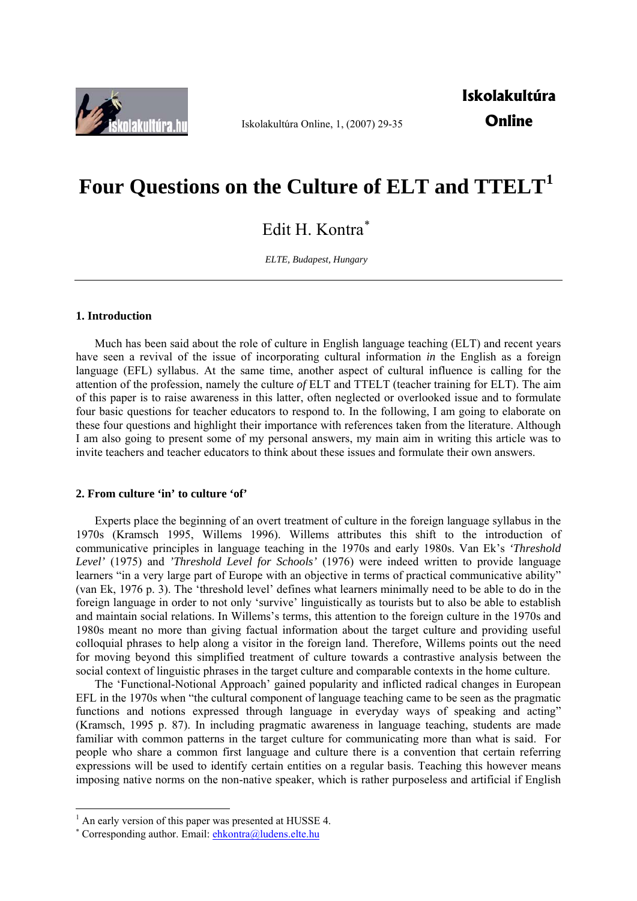# Four Questions on the Culture of ELT and TTELT[1]

Edit H. Kontra[*]

*ELTE, Budapest, Hungary*

---

## 1. Introduction

Much has been said about the role of culture in English language teaching (ELT) and recent years have seen a revival of the issue of incorporating cultural information *in* the English as a foreign language (EFL) syllabus. At the same time, another aspect of cultural influence is calling for the attention of the profession, namely the culture *of* ELT and TTELT (teacher training for ELT). The aim of this paper is to raise awareness in this latter, often neglected or overlooked issue and to formulate four basic questions for teacher educators to respond to. In the following, I am going to elaborate on these four questions and highlight their importance with references taken from the literature. Although I am also going to present some of my personal answers, my main aim in writing this article was to invite teachers and teacher educators to think about these issues and formulate their own answers.

## 2. From culture 'in' to culture 'of'

Experts place the beginning of an overt treatment of culture in the foreign language syllabus in the 1970s (Kramsch 1995, Willems 1996). Willems attributes this shift to the introduction of communicative principles in language teaching in the 1970s and early 1980s. Van Ek's *'Threshold Level'* (1975) and *'Threshold Level for Schools'* (1976) were indeed written to provide language learners "in a very large part of Europe with an objective in terms of practical communicative ability" (van Ek, 1976 p. 3). The 'threshold level' defines what learners minimally need to be able to do in the foreign language in order to not only 'survive' linguistically as tourists but to also be able to establish and maintain social relations. In Willems's terms, this attention to the foreign culture in the 1970s and 1980s meant no more than giving factual information about the target culture and providing useful colloquial phrases to help along a visitor in the foreign land. Therefore, Willems points out the need for moving beyond this simplified treatment of culture towards a contrastive analysis between the social context of linguistic phrases in the target culture and comparable contexts in the home culture.

The 'Functional-Notional Approach' gained popularity and inflicted radical changes in European EFL in the 1970s when "the cultural component of language teaching came to be seen as the pragmatic functions and notions expressed through language in everyday ways of speaking and acting" (Kramsch, 1995 p. 87). In including pragmatic awareness in language teaching, students are made familiar with common patterns in the target culture for communicating more than what is said. For people who share a common first language and culture there is a convention that certain referring expressions will be used to identify certain entities on a regular basis. Teaching this however means imposing native norms on the non-native speaker, which is rather purposeless and artificial if English

---

[1] An early version of this paper was presented at HUSSE 4.

[*] Corresponding author. Email: ehkontra@ludens.elte.hu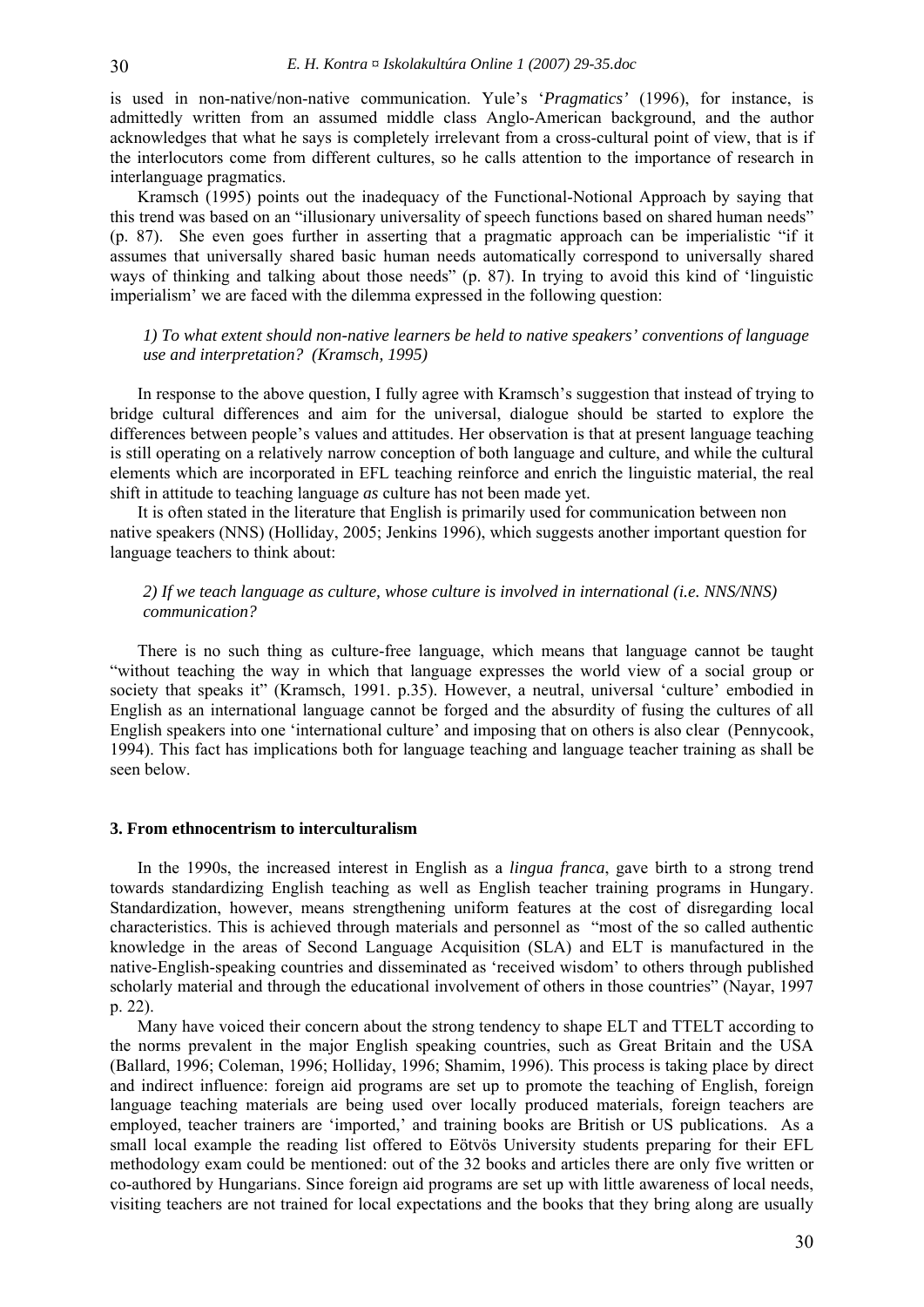is used in non-native/non-native communication. Yule's '*Pragmatics'* (1996), for instance, is admittedly written from an assumed middle class Anglo-American background, and the author acknowledges that what he says is completely irrelevant from a cross-cultural point of view, that is if the interlocutors come from different cultures, so he calls attention to the importance of research in interlanguage pragmatics.

Kramsch (1995) points out the inadequacy of the Functional-Notional Approach by saying that this trend was based on an "illusionary universality of speech functions based on shared human needs" (p. 87). She even goes further in asserting that a pragmatic approach can be imperialistic "if it assumes that universally shared basic human needs automatically correspond to universally shared ways of thinking and talking about those needs" (p. 87). In trying to avoid this kind of 'linguistic imperialism' we are faced with the dilemma expressed in the following question:

*1) To what extent should non-native learners be held to native speakers' conventions of language use and interpretation? (Kramsch, 1995)*

In response to the above question, I fully agree with Kramsch's suggestion that instead of trying to bridge cultural differences and aim for the universal, dialogue should be started to explore the differences between people's values and attitudes. Her observation is that at present language teaching is still operating on a relatively narrow conception of both language and culture, and while the cultural elements which are incorporated in EFL teaching reinforce and enrich the linguistic material, the real shift in attitude to teaching language *as* culture has not been made yet.

It is often stated in the literature that English is primarily used for communication between non native speakers (NNS) (Holliday, 2005; Jenkins 1996), which suggests another important question for language teachers to think about:

*2) If we teach language as culture, whose culture is involved in international (i.e. NNS/NNS) communication?*

There is no such thing as culture-free language, which means that language cannot be taught "without teaching the way in which that language expresses the world view of a social group or society that speaks it" (Kramsch, 1991. p.35). However, a neutral, universal 'culture' embodied in English as an international language cannot be forged and the absurdity of fusing the cultures of all English speakers into one 'international culture' and imposing that on others is also clear (Pennycook, 1994). This fact has implications both for language teaching and language teacher training as shall be seen below.

### 3. From ethnocentrism to interculturalism

In the 1990s, the increased interest in English as a *lingua franca*, gave birth to a strong trend towards standardizing English teaching as well as English teacher training programs in Hungary. Standardization, however, means strengthening uniform features at the cost of disregarding local characteristics. This is achieved through materials and personnel as "most of the so called authentic knowledge in the areas of Second Language Acquisition (SLA) and ELT is manufactured in the native-English-speaking countries and disseminated as 'received wisdom' to others through published scholarly material and through the educational involvement of others in those countries" (Nayar, 1997 p. 22).

Many have voiced their concern about the strong tendency to shape ELT and TTELT according to the norms prevalent in the major English speaking countries, such as Great Britain and the USA (Ballard, 1996; Coleman, 1996; Holliday, 1996; Shamim, 1996). This process is taking place by direct and indirect influence: foreign aid programs are set up to promote the teaching of English, foreign language teaching materials are being used over locally produced materials, foreign teachers are employed, teacher trainers are 'imported,' and training books are British or US publications. As a small local example the reading list offered to Eötvös University students preparing for their EFL methodology exam could be mentioned: out of the 32 books and articles there are only five written or co-authored by Hungarians. Since foreign aid programs are set up with little awareness of local needs, visiting teachers are not trained for local expectations and the books that they bring along are usually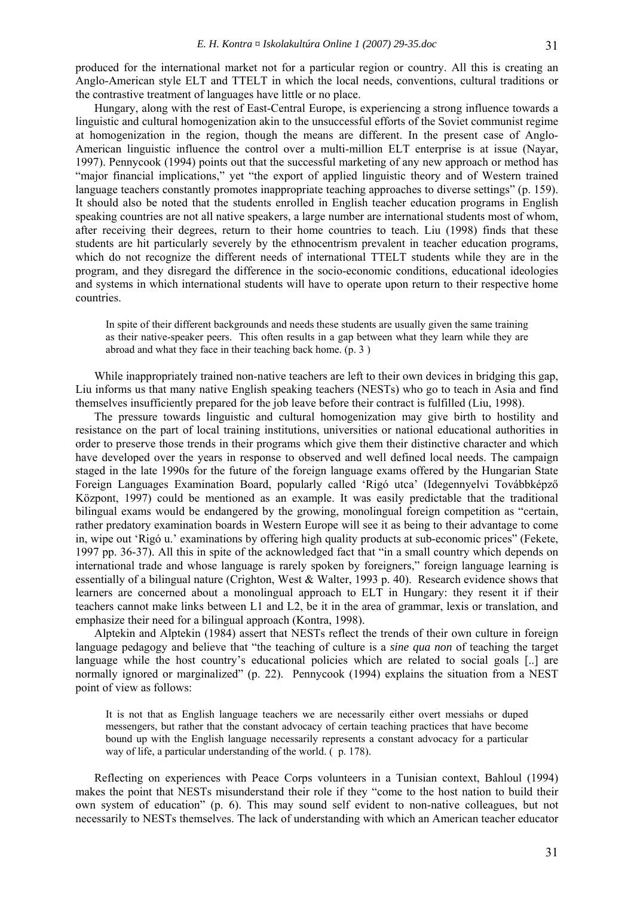produced for the international market not for a particular region or country. All this is creating an Anglo-American style ELT and TTELT in which the local needs, conventions, cultural traditions or the contrastive treatment of languages have little or no place.

Hungary, along with the rest of East-Central Europe, is experiencing a strong influence towards a linguistic and cultural homogenization akin to the unsuccessful efforts of the Soviet communist regime at homogenization in the region, though the means are different. In the present case of Anglo-American linguistic influence the control over a multi-million ELT enterprise is at issue (Nayar, 1997). Pennycook (1994) points out that the successful marketing of any new approach or method has "major financial implications," yet "the export of applied linguistic theory and of Western trained language teachers constantly promotes inappropriate teaching approaches to diverse settings" (p. 159). It should also be noted that the students enrolled in English teacher education programs in English speaking countries are not all native speakers, a large number are international students most of whom, after receiving their degrees, return to their home countries to teach. Liu (1998) finds that these students are hit particularly severely by the ethnocentrism prevalent in teacher education programs, which do not recognize the different needs of international TTELT students while they are in the program, and they disregard the difference in the socio-economic conditions, educational ideologies and systems in which international students will have to operate upon return to their respective home countries.

> In spite of their different backgrounds and needs these students are usually given the same training as their native-speaker peers. This often results in a gap between what they learn while they are abroad and what they face in their teaching back home. (p. 3 )

While inappropriately trained non-native teachers are left to their own devices in bridging this gap, Liu informs us that many native English speaking teachers (NESTs) who go to teach in Asia and find themselves insufficiently prepared for the job leave before their contract is fulfilled (Liu, 1998).

The pressure towards linguistic and cultural homogenization may give birth to hostility and resistance on the part of local training institutions, universities or national educational authorities in order to preserve those trends in their programs which give them their distinctive character and which have developed over the years in response to observed and well defined local needs. The campaign staged in the late 1990s for the future of the foreign language exams offered by the Hungarian State Foreign Languages Examination Board, popularly called 'Rigó utca' (Idegennyelvi Továbbképző Központ, 1997) could be mentioned as an example. It was easily predictable that the traditional bilingual exams would be endangered by the growing, monolingual foreign competition as "certain, rather predatory examination boards in Western Europe will see it as being to their advantage to come in, wipe out 'Rigó u.' examinations by offering high quality products at sub-economic prices" (Fekete, 1997 pp. 36-37). All this in spite of the acknowledged fact that "in a small country which depends on international trade and whose language is rarely spoken by foreigners," foreign language learning is essentially of a bilingual nature (Crighton, West & Walter, 1993 p. 40). Research evidence shows that learners are concerned about a monolingual approach to ELT in Hungary: they resent it if their teachers cannot make links between L1 and L2, be it in the area of grammar, lexis or translation, and emphasize their need for a bilingual approach (Kontra, 1998).

Alptekin and Alptekin (1984) assert that NESTs reflect the trends of their own culture in foreign language pedagogy and believe that "the teaching of culture is a *sine qua non* of teaching the target language while the host country's educational policies which are related to social goals [..] are normally ignored or marginalized" (p. 22). Pennycook (1994) explains the situation from a NEST point of view as follows:

> It is not that as English language teachers we are necessarily either overt messiahs or duped messengers, but rather that the constant advocacy of certain teaching practices that have become bound up with the English language necessarily represents a constant advocacy for a particular way of life, a particular understanding of the world. ( p. 178).

Reflecting on experiences with Peace Corps volunteers in a Tunisian context, Bahloul (1994) makes the point that NESTs misunderstand their role if they "come to the host nation to build their own system of education" (p. 6). This may sound self evident to non-native colleagues, but not necessarily to NESTs themselves. The lack of understanding with which an American teacher educator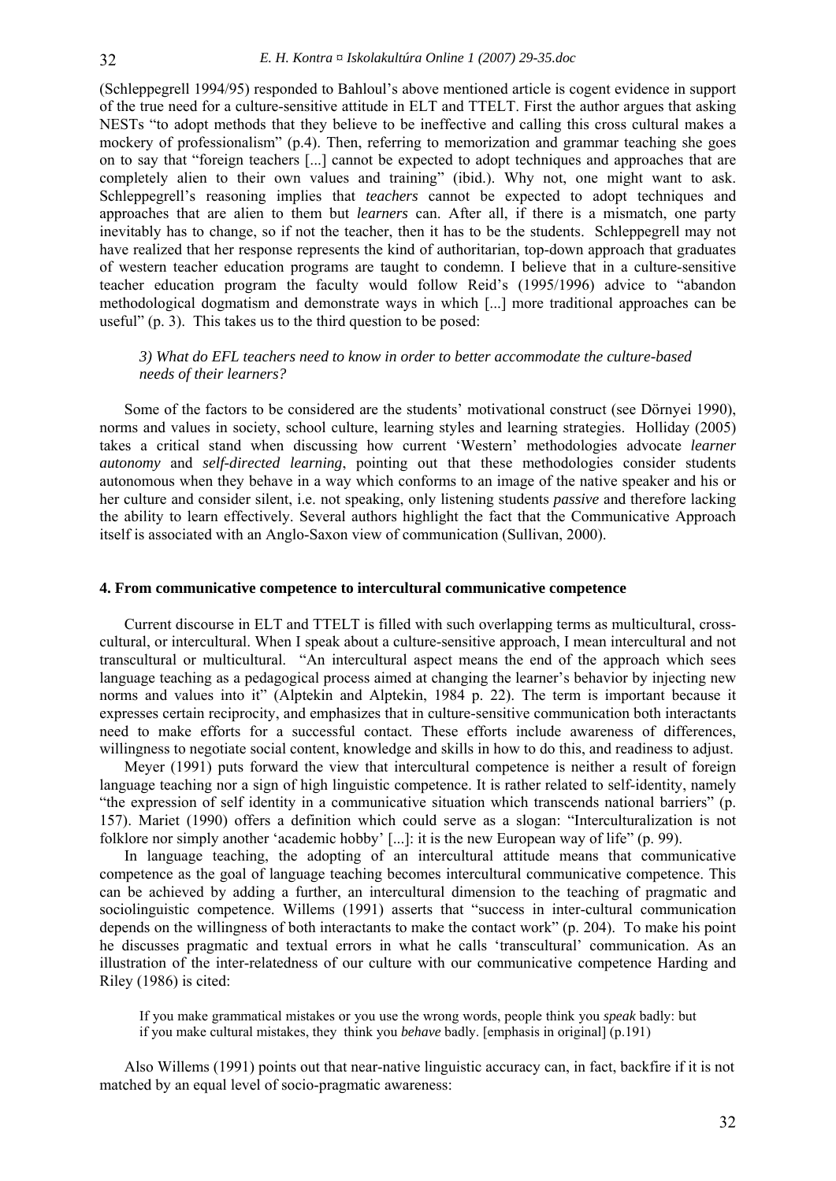(Schleppegrell 1994/95) responded to Bahloul's above mentioned article is cogent evidence in support of the true need for a culture-sensitive attitude in ELT and TTELT. First the author argues that asking NESTs "to adopt methods that they believe to be ineffective and calling this cross cultural makes a mockery of professionalism" (p.4). Then, referring to memorization and grammar teaching she goes on to say that "foreign teachers [...] cannot be expected to adopt techniques and approaches that are completely alien to their own values and training" (ibid.). Why not, one might want to ask. Schleppegrell's reasoning implies that *teachers* cannot be expected to adopt techniques and approaches that are alien to them but *learners* can. After all, if there is a mismatch, one party inevitably has to change, so if not the teacher, then it has to be the students. Schleppegrell may not have realized that her response represents the kind of authoritarian, top-down approach that graduates of western teacher education programs are taught to condemn. I believe that in a culture-sensitive teacher education program the faculty would follow Reid's (1995/1996) advice to "abandon methodological dogmatism and demonstrate ways in which [...] more traditional approaches can be useful" (p. 3). This takes us to the third question to be posed:

*3) What do EFL teachers need to know in order to better accommodate the culture-based needs of their learners?*

Some of the factors to be considered are the students' motivational construct (see Dörnyei 1990), norms and values in society, school culture, learning styles and learning strategies. Holliday (2005) takes a critical stand when discussing how current 'Western' methodologies advocate *learner autonomy* and *self-directed learning*, pointing out that these methodologies consider students autonomous when they behave in a way which conforms to an image of the native speaker and his or her culture and consider silent, i.e. not speaking, only listening students *passive* and therefore lacking the ability to learn effectively. Several authors highlight the fact that the Communicative Approach itself is associated with an Anglo-Saxon view of communication (Sullivan, 2000).

## 4. From communicative competence to intercultural communicative competence

Current discourse in ELT and TTELT is filled with such overlapping terms as multicultural, cross-cultural, or intercultural. When I speak about a culture-sensitive approach, I mean intercultural and not transcultural or multicultural. "An intercultural aspect means the end of the approach which sees language teaching as a pedagogical process aimed at changing the learner's behavior by injecting new norms and values into it" (Alptekin and Alptekin, 1984 p. 22). The term is important because it expresses certain reciprocity, and emphasizes that in culture-sensitive communication both interactants need to make efforts for a successful contact. These efforts include awareness of differences, willingness to negotiate social content, knowledge and skills in how to do this, and readiness to adjust.

Meyer (1991) puts forward the view that intercultural competence is neither a result of foreign language teaching nor a sign of high linguistic competence. It is rather related to self-identity, namely "the expression of self identity in a communicative situation which transcends national barriers" (p. 157). Mariet (1990) offers a definition which could serve as a slogan: "Interculturalization is not folklore nor simply another 'academic hobby' [...]: it is the new European way of life" (p. 99).

In language teaching, the adopting of an intercultural attitude means that communicative competence as the goal of language teaching becomes intercultural communicative competence. This can be achieved by adding a further, an intercultural dimension to the teaching of pragmatic and sociolinguistic competence. Willems (1991) asserts that "success in inter-cultural communication depends on the willingness of both interactants to make the contact work" (p. 204). To make his point he discusses pragmatic and textual errors in what he calls 'transcultural' communication. As an illustration of the inter-relatedness of our culture with our communicative competence Harding and Riley (1986) is cited:

> If you make grammatical mistakes or you use the wrong words, people think you *speak* badly: but if you make cultural mistakes, they think you *behave* badly. [emphasis in original] (p.191)

Also Willems (1991) points out that near-native linguistic accuracy can, in fact, backfire if it is not matched by an equal level of socio-pragmatic awareness: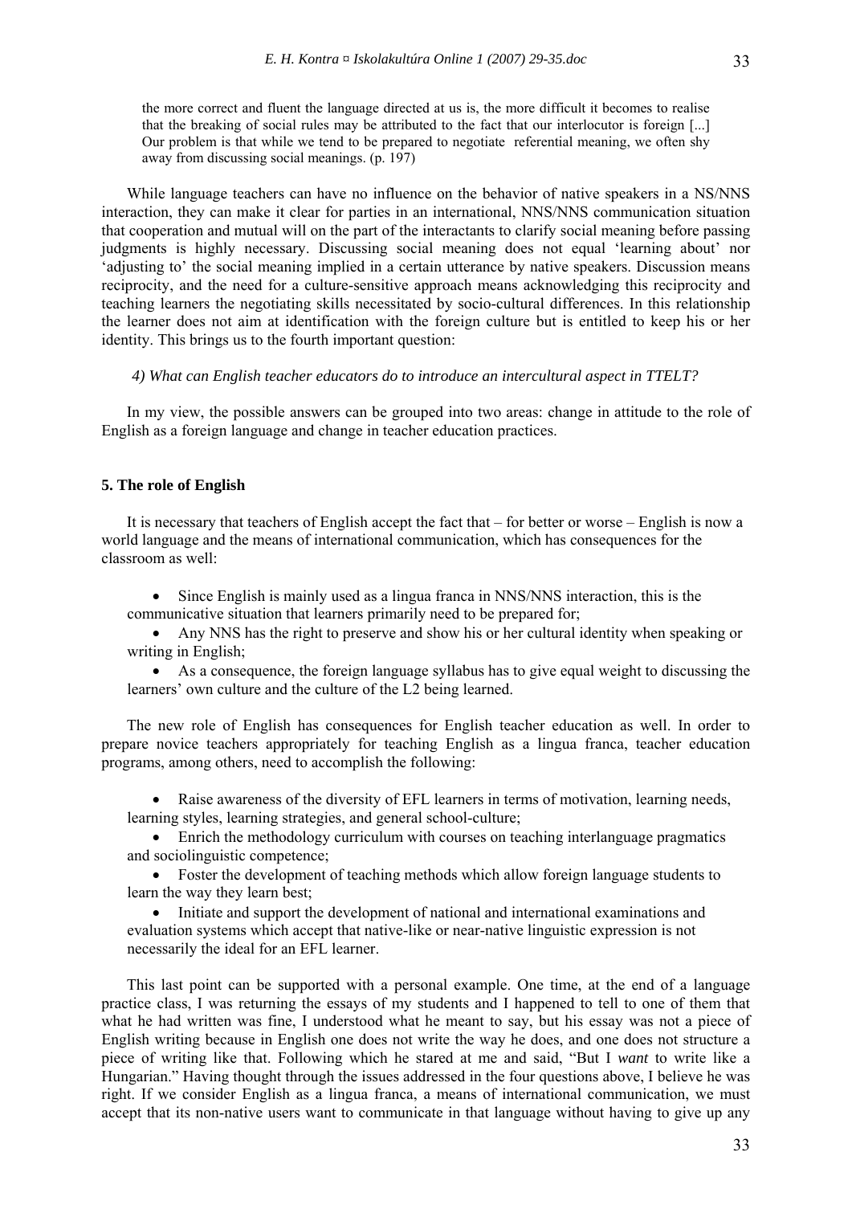> the more correct and fluent the language directed at us is, the more difficult it becomes to realise that the breaking of social rules may be attributed to the fact that our interlocutor is foreign [...] Our problem is that while we tend to be prepared to negotiate referential meaning, we often shy away from discussing social meanings. (p. 197)

While language teachers can have no influence on the behavior of native speakers in a NS/NNS interaction, they can make it clear for parties in an international, NNS/NNS communication situation that cooperation and mutual will on the part of the interactants to clarify social meaning before passing judgments is highly necessary. Discussing social meaning does not equal 'learning about' nor 'adjusting to' the social meaning implied in a certain utterance by native speakers. Discussion means reciprocity, and the need for a culture-sensitive approach means acknowledging this reciprocity and teaching learners the negotiating skills necessitated by socio-cultural differences. In this relationship the learner does not aim at identification with the foreign culture but is entitled to keep his or her identity. This brings us to the fourth important question:

*4) What can English teacher educators do to introduce an intercultural aspect in TTELT?*

In my view, the possible answers can be grouped into two areas: change in attitude to the role of English as a foreign language and change in teacher education practices.

### 5. The role of English

It is necessary that teachers of English accept the fact that – for better or worse – English is now a world language and the means of international communication, which has consequences for the classroom as well:

- Since English is mainly used as a lingua franca in NNS/NNS interaction, this is the communicative situation that learners primarily need to be prepared for;
- Any NNS has the right to preserve and show his or her cultural identity when speaking or writing in English;
- As a consequence, the foreign language syllabus has to give equal weight to discussing the learners' own culture and the culture of the L2 being learned.

The new role of English has consequences for English teacher education as well. In order to prepare novice teachers appropriately for teaching English as a lingua franca, teacher education programs, among others, need to accomplish the following:

- Raise awareness of the diversity of EFL learners in terms of motivation, learning needs, learning styles, learning strategies, and general school-culture;
- Enrich the methodology curriculum with courses on teaching interlanguage pragmatics and sociolinguistic competence;
- Foster the development of teaching methods which allow foreign language students to learn the way they learn best;
- Initiate and support the development of national and international examinations and evaluation systems which accept that native-like or near-native linguistic expression is not necessarily the ideal for an EFL learner.

This last point can be supported with a personal example. One time, at the end of a language practice class, I was returning the essays of my students and I happened to tell to one of them that what he had written was fine, I understood what he meant to say, but his essay was not a piece of English writing because in English one does not write the way he does, and one does not structure a piece of writing like that. Following which he stared at me and said, "But I *want* to write like a Hungarian." Having thought through the issues addressed in the four questions above, I believe he was right. If we consider English as a lingua franca, a means of international communication, we must accept that its non-native users want to communicate in that language without having to give up any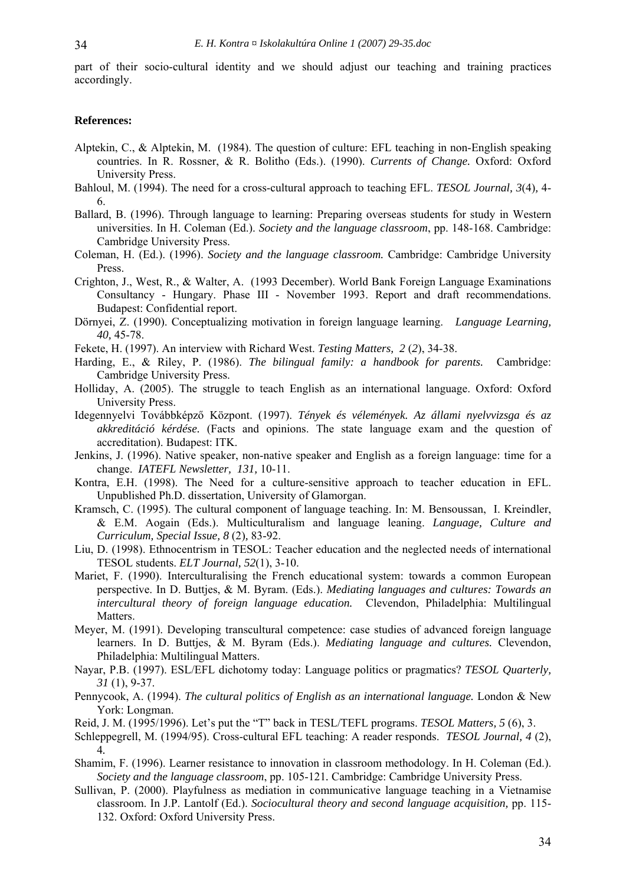part of their socio-cultural identity and we should adjust our teaching and training practices accordingly.

**References:**

Alptekin, C., & Alptekin, M. (1984). The question of culture: EFL teaching in non-English speaking countries. In R. Rossner, & R. Bolitho (Eds.). (1990). *Currents of Change.* Oxford: Oxford University Press.

Bahloul, M. (1994). The need for a cross-cultural approach to teaching EFL. *TESOL Journal, 3*(4), 4-6.

Ballard, B. (1996). Through language to learning: Preparing overseas students for study in Western universities. In H. Coleman (Ed.). *Society and the language classroom*, pp. 148-168. Cambridge: Cambridge University Press.

Coleman, H. (Ed.). (1996). *Society and the language classroom.* Cambridge: Cambridge University Press.

Crighton, J., West, R., & Walter, A. (1993 December). World Bank Foreign Language Examinations Consultancy - Hungary. Phase III - November 1993. Report and draft recommendations. Budapest: Confidential report.

Dörnyei, Z. (1990). Conceptualizing motivation in foreign language learning. *Language Learning, 40*, 45-78.

Fekete, H. (1997). An interview with Richard West. *Testing Matters, 2* (*2*), 34-38.

Harding, E., & Riley, P. (1986). *The bilingual family: a handbook for parents.* Cambridge: Cambridge University Press.

Holliday, A. (2005). The struggle to teach English as an international language. Oxford: Oxford University Press.

Idegennyelvi Továbbképző Központ. (1997). *Tények és vélemények. Az állami nyelvvizsga és az akkreditáció kérdése.* (Facts and opinions. The state language exam and the question of accreditation). Budapest: ITK.

Jenkins, J. (1996). Native speaker, non-native speaker and English as a foreign language: time for a change. *IATEFL Newsletter, 131,* 10-11.

Kontra, E.H. (1998). The Need for a culture-sensitive approach to teacher education in EFL. Unpublished Ph.D. dissertation, University of Glamorgan.

Kramsch, C. (1995). The cultural component of language teaching. In: M. Bensoussan, I. Kreindler, & E.M. Aogain (Eds.). Multiculturalism and language leaning. *Language, Culture and Curriculum, Special Issue, 8* (2), 83-92.

Liu, D. (1998). Ethnocentrism in TESOL: Teacher education and the neglected needs of international TESOL students. *ELT Journal, 52*(1), 3-10.

Mariet, F. (1990). Interculturalising the French educational system: towards a common European perspective. In D. Buttjes, & M. Byram. (Eds.). *Mediating languages and cultures: Towards an intercultural theory of foreign language education.* Clevendon, Philadelphia: Multilingual Matters.

Meyer, M. (1991). Developing transcultural competence: case studies of advanced foreign language learners. In D. Buttjes, & M. Byram (Eds.). *Mediating language and cultures.* Clevendon, Philadelphia: Multilingual Matters.

Nayar, P.B. (1997). ESL/EFL dichotomy today: Language politics or pragmatics? *TESOL Quarterly, 31* (1), 9-37.

Pennycook, A. (1994). *The cultural politics of English as an international language.* London & New York: Longman.

Reid, J. M. (1995/1996). Let's put the "T" back in TESL/TEFL programs. *TESOL Matters, 5* (6), 3.

Schleppegrell, M. (1994/95). Cross-cultural EFL teaching: A reader responds. *TESOL Journal, 4* (2), 4.

Shamim, F. (1996). Learner resistance to innovation in classroom methodology. In H. Coleman (Ed.). *Society and the language classroom*, pp. 105-121. Cambridge: Cambridge University Press.

Sullivan, P. (2000). Playfulness as mediation in communicative language teaching in a Vietnamise classroom. In J.P. Lantolf (Ed.). *Sociocultural theory and second language acquisition,* pp. 115-132. Oxford: Oxford University Press.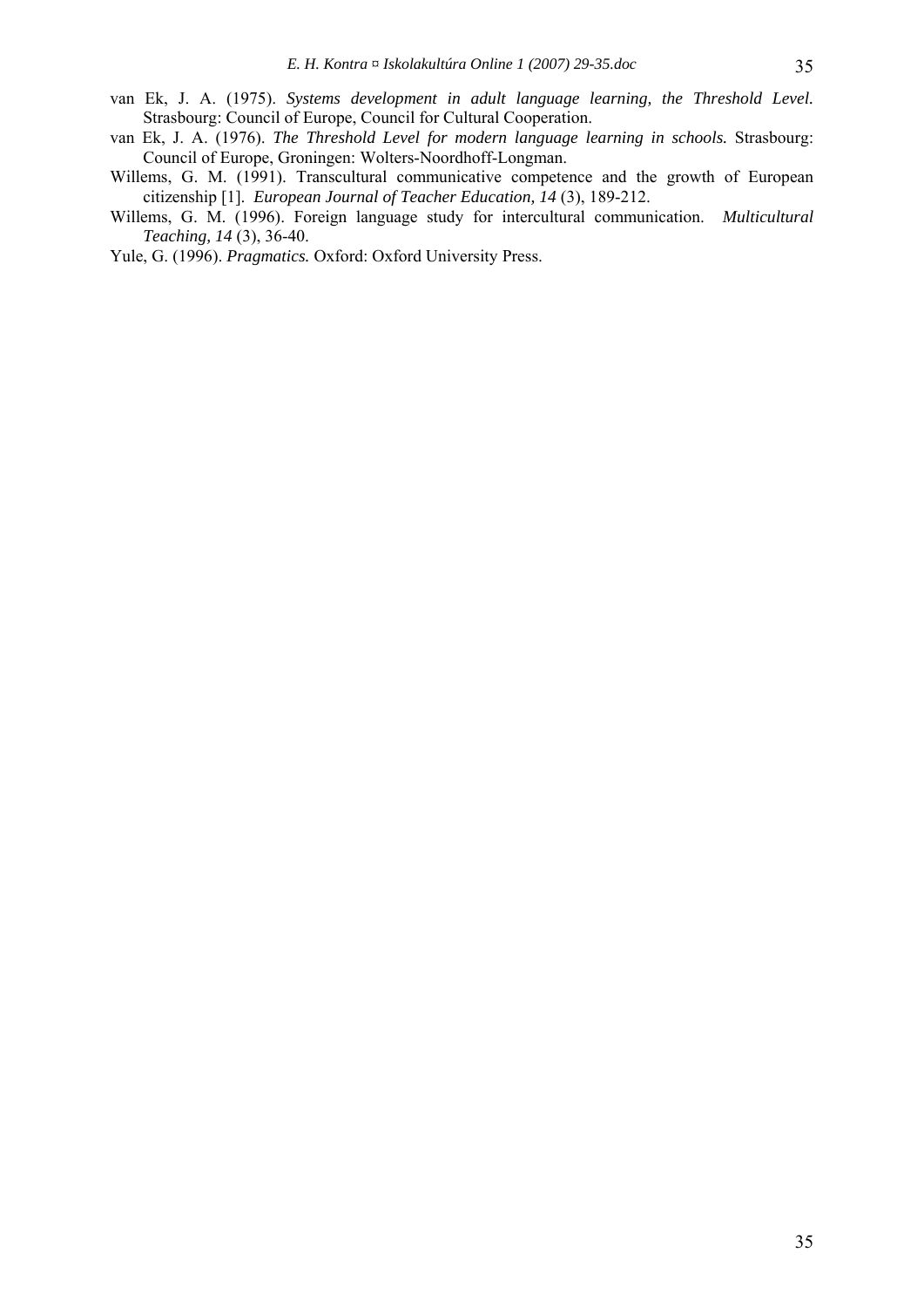van Ek, J. A. (1975). *Systems development in adult language learning, the Threshold Level.* Strasbourg: Council of Europe, Council for Cultural Cooperation.

van Ek, J. A. (1976). *The Threshold Level for modern language learning in schools.* Strasbourg: Council of Europe, Groningen: Wolters-Noordhoff-Longman.

Willems, G. M. (1991). Transcultural communicative competence and the growth of European citizenship [1]. *European Journal of Teacher Education, 14* (3), 189-212.

Willems, G. M. (1996). Foreign language study for intercultural communication. *Multicultural Teaching, 14* (3), 36-40.

Yule, G. (1996). *Pragmatics.* Oxford: Oxford University Press.